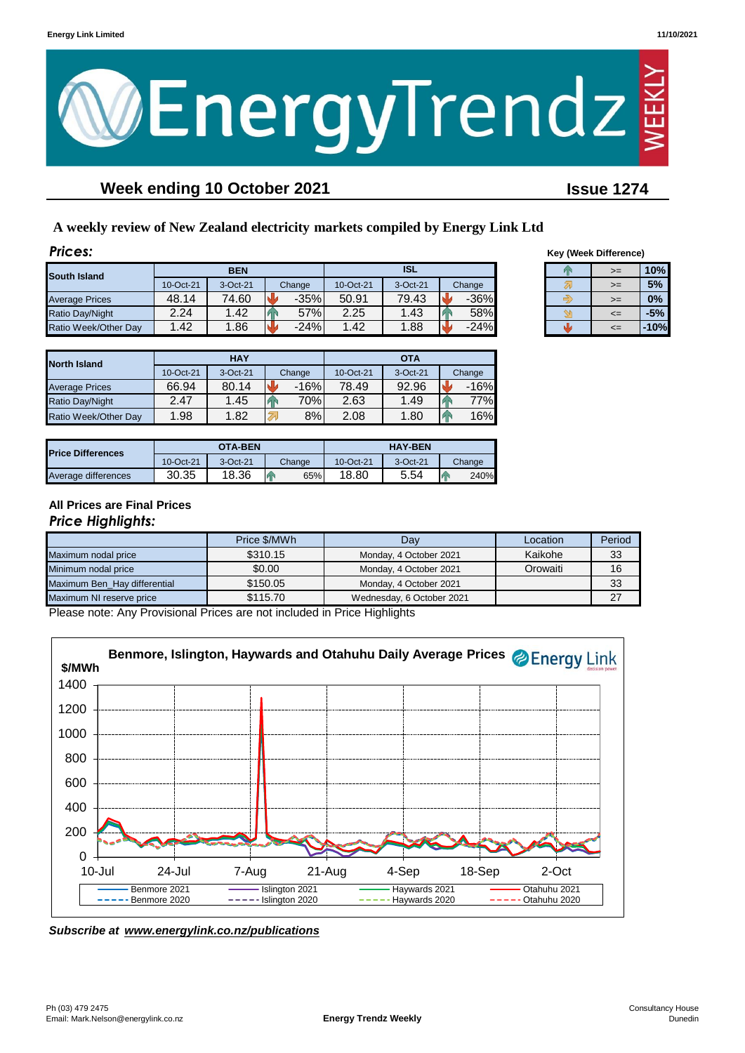# EnergyTrendz WEEKLY

## Week ending 10 October 2021

**Issue 1274**

### A weekly review of New Zealand electricity markets compiled by Energy Link Ltd

## *Prices:*

| South Island | BEN | | | ISL | | |
|---|---|---|---|---|---|---|
| | 10-Oct-21 | 3-Oct-21 | Change | 10-Oct-21 | 3-Oct-21 | Change |
| Average Prices | 48.14 | 74.60 | -35% | 50.91 | 79.43 | -36% |
| Ratio Day/Night | 2.24 | 1.42 | 57% | 2.25 | 1.43 | 58% |
| Ratio Week/Other Day | 1.42 | 1.86 | -24% | 1.42 | 1.88 | -24% |

**Key (Week Difference)**

| | | |
|---|---|---|
| ↑ | >= | 10% |
| ↗ | >= | 5% |
| → | >= | 0% |
| ↘ | <= | -5% |
| ↓ | <= | -10% |

| North Island | HAY | | | OTA | | |
|---|---|---|---|---|---|---|
| | 10-Oct-21 | 3-Oct-21 | Change | 10-Oct-21 | 3-Oct-21 | Change |
| Average Prices | 66.94 | 80.14 | -16% | 78.49 | 92.96 | -16% |
| Ratio Day/Night | 2.47 | 1.45 | 70% | 2.63 | 1.49 | 77% |
| Ratio Week/Other Day | 1.98 | 1.82 | 8% | 2.08 | 1.80 | 16% |

| Price Differences | OTA-BEN | | | HAY-BEN | | |
|---|---|---|---|---|---|---|
| | 10-Oct-21 | 3-Oct-21 | Change | 10-Oct-21 | 3-Oct-21 | Change |
| Average differences | 30.35 | 18.36 | 65% | 18.80 | 5.54 | 240% |

**All Prices are Final Prices**

## *Price Highlights:*

| | Price $/MWh | Day | Location | Period |
|---|---|---|---|---|
| Maximum nodal price | $310.15 | Monday, 4 October 2021 | Kaikohe | 33 |
| Minimum nodal price | $0.00 | Monday, 4 October 2021 | Orowaiti | 16 |
| Maximum Ben_Hay differential | $150.05 | Monday, 4 October 2021 | | 33 |
| Maximum NI reserve price | $115.70 | Wednesday, 6 October 2021 | | 27 |

Please note: Any Provisional Prices are not included in Price Highlights

**Benmore, Islington, Haywards and Otahuhu Daily Average Prices**

*Subscribe at www.energylink.co.nz/publications*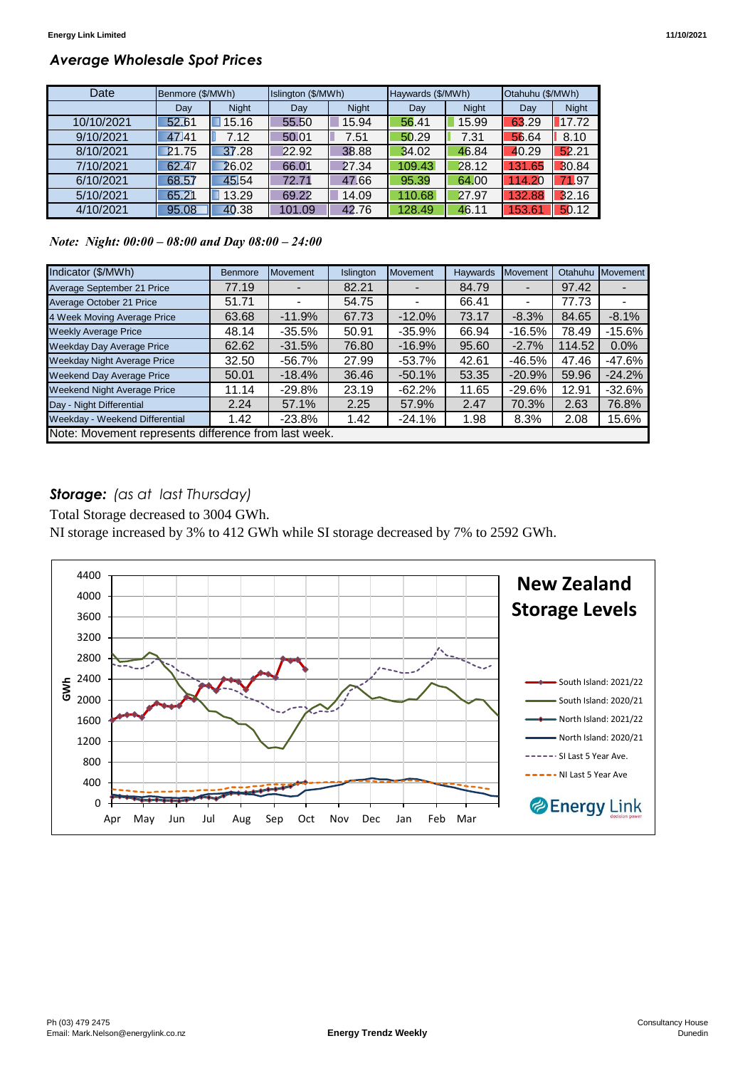## *Average Wholesale Spot Prices*

| Date | Benmore ($/MWh) | | Islington ($/MWh) | | Haywards ($/MWh) | | Otahuhu ($/MWh) | |
|---|---|---|---|---|---|---|---|---|
| | Day | Night | Day | Night | Day | Night | Day | Night |
| 10/10/2021 | 52.61 | 15.16 | 55.50 | 15.94 | 56.41 | 15.99 | 63.29 | 17.72 |
| 9/10/2021 | 47.41 | 7.12 | 50.01 | 7.51 | 50.29 | 7.31 | 56.64 | 8.10 |
| 8/10/2021 | 21.75 | 37.28 | 22.92 | 38.88 | 34.02 | 46.84 | 40.29 | 52.21 |
| 7/10/2021 | 62.47 | 26.02 | 66.01 | 27.34 | 109.43 | 28.12 | 131.65 | 30.84 |
| 6/10/2021 | 68.57 | 45.54 | 72.71 | 47.66 | 95.39 | 64.00 | 114.20 | 71.97 |
| 5/10/2021 | 65.21 | 13.29 | 69.22 | 14.09 | 110.68 | 27.97 | 132.88 | 32.16 |
| 4/10/2021 | 95.08 | 40.38 | 101.09 | 42.76 | 128.49 | 46.11 | 153.61 | 50.12 |

*Note: Night: 00:00 – 08:00 and Day 08:00 – 24:00*

| Indicator ($/MWh) | Benmore | Movement | Islington | Movement | Haywards | Movement | Otahuhu | Movement |
|---|---|---|---|---|---|---|---|---|
| Average September 21 Price | 77.19 | - | 82.21 | - | 84.79 | - | 97.42 | - |
| Average October 21 Price | 51.71 | - | 54.75 | - | 66.41 | - | 77.73 | - |
| 4 Week Moving Average Price | 63.68 | -11.9% | 67.73 | -12.0% | 73.17 | -8.3% | 84.65 | -8.1% |
| Weekly Average Price | 48.14 | -35.5% | 50.91 | -35.9% | 66.94 | -16.5% | 78.49 | -15.6% |
| Weekday Day Average Price | 62.62 | -31.5% | 76.80 | -16.9% | 95.60 | -2.7% | 114.52 | 0.0% |
| Weekday Night Average Price | 32.50 | -56.7% | 27.99 | -53.7% | 42.61 | -46.5% | 47.46 | -47.6% |
| Weekend Day Average Price | 50.01 | -18.4% | 36.46 | -50.1% | 53.35 | -20.9% | 59.96 | -24.2% |
| Weekend Night Average Price | 11.14 | -29.8% | 23.19 | -62.2% | 11.65 | -29.6% | 12.91 | -32.6% |
| Day - Night Differential | 2.24 | 57.1% | 2.25 | 57.9% | 2.47 | 70.3% | 2.63 | 76.8% |
| Weekday - Weekend Differential | 1.42 | -23.8% | 1.42 | -24.1% | 1.98 | 8.3% | 2.08 | 15.6% |
| Note: Movement represents difference from last week. | | | | | | | | |

## ***Storage:*** *(as at last Thursday)*

Total Storage decreased to 3004 GWh.

NI storage increased by 3% to 412 GWh while SI storage decreased by 7% to 2592 GWh.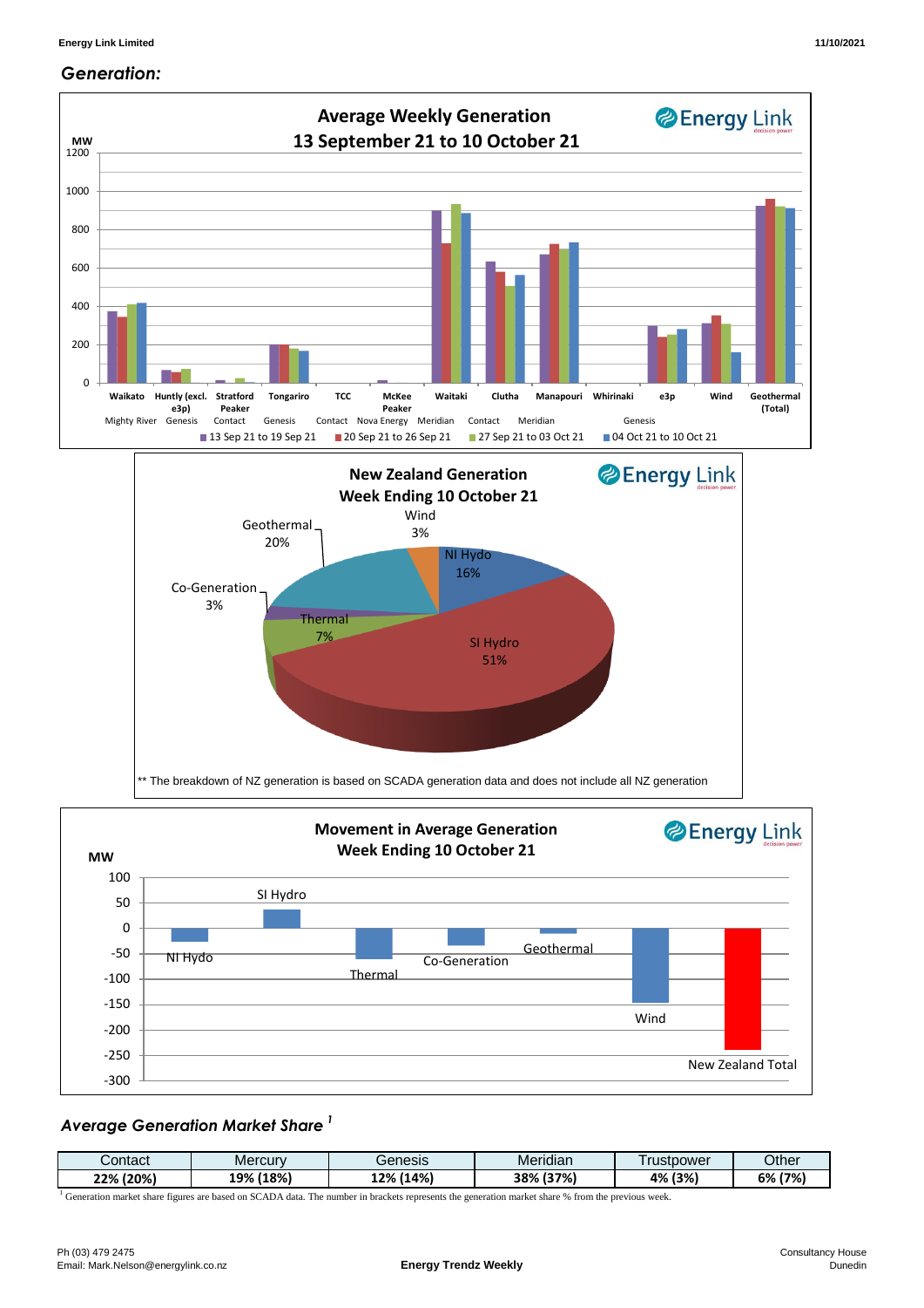## Generation:

**Average Weekly Generation**
**13 September 21 to 10 October 21**

MW

| Station | Owner | 13 Sep 21 to 19 Sep 21 | 20 Sep 21 to 26 Sep 21 | 27 Sep 21 to 03 Oct 21 | 04 Oct 21 to 10 Oct 21 |
|---|---|---|---|---|---|
| Waikato | Mighty River | | | | |
| Huntly (excl. e3p) | Genesis | | | | |
| Stratford Peaker | Contact | | | | |
| Tongariro | Genesis | | | | |
| TCC | Contact | | | | |
| McKee Peaker | Nova Energy | | | | |
| Waitaki | Meridian | | | | |
| Clutha | Contact | | | | |
| Manapouri | Meridian | | | | |
| Whirinaki | | | | | |
| e3p | Genesis | | | | |
| Wind | | | | | |
| Geothermal (Total) | | | | | |

**New Zealand Generation**
**Week Ending 10 October 21**

| Source | Share |
|---|---|
| NI Hydo | 16% |
| SI Hydro | 51% |
| Thermal | 7% |
| Co-Generation | 3% |
| Geothermal | 20% |
| Wind | 3% |

** The breakdown of NZ generation is based on SCADA generation data and does not include all NZ generation

**Movement in Average Generation**
**Week Ending 10 October 21**

MW: NI Hydo, SI Hydro, Thermal, Co-Generation, Geothermal, Wind, New Zealand Total

### Average Generation Market Share [1]

| Contact | Mercury | Genesis | Meridian | Trustpower | Other |
|---|---|---|---|---|---|
| 22% (20%) | 19% (18%) | 12% (14%) | 38% (37%) | 4% (3%) | 6% (7%) |

[1] Generation market share figures are based on SCADA data. The number in brackets represents the generation market share % from the previous week.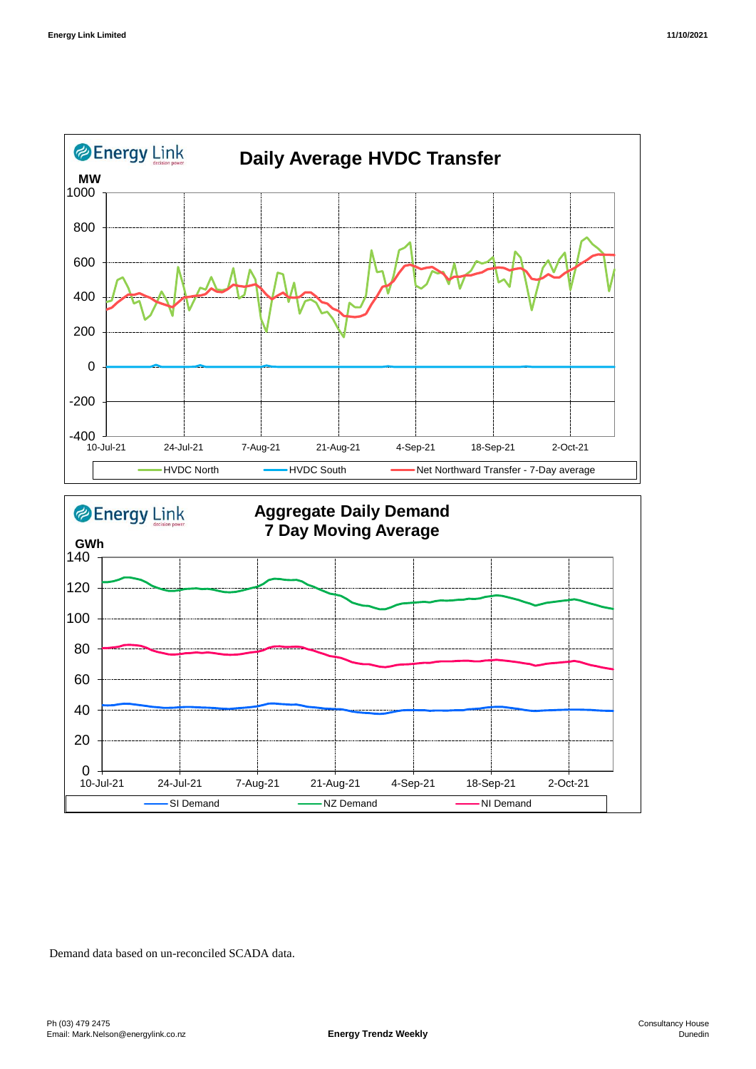## Daily Average HVDC Transfer

MW

HVDC North | HVDC South | Net Northward Transfer - 7-Day average

## Aggregate Daily Demand 7 Day Moving Average

GWh

SI Demand | NZ Demand | NI Demand

Demand data based on un-reconciled SCADA data.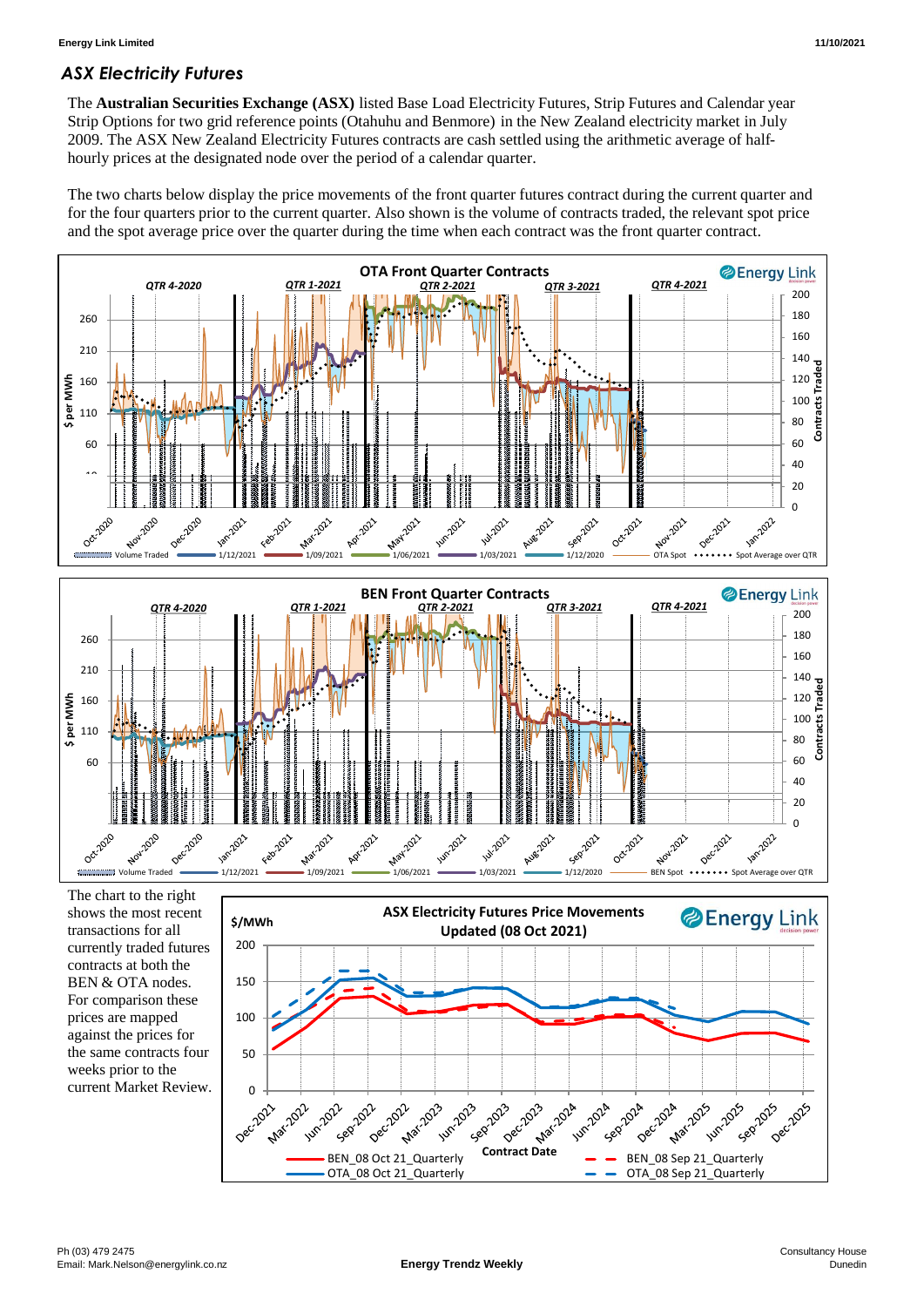## *ASX Electricity Futures*

The **Australian Securities Exchange (ASX)** listed Base Load Electricity Futures, Strip Futures and Calendar year Strip Options for two grid reference points (Otahuhu and Benmore) in the New Zealand electricity market in July 2009. The ASX New Zealand Electricity Futures contracts are cash settled using the arithmetic average of half-hourly prices at the designated node over the period of a calendar quarter.

The two charts below display the price movements of the front quarter futures contract during the current quarter and for the four quarters prior to the current quarter. Also shown is the volume of contracts traded, the relevant spot price and the spot average price over the quarter during the time when each contract was the front quarter contract.

The chart to the right shows the most recent transactions for all currently traded futures contracts at both the BEN & OTA nodes. For comparison these prices are mapped against the prices for the same contracts four weeks prior to the current Market Review.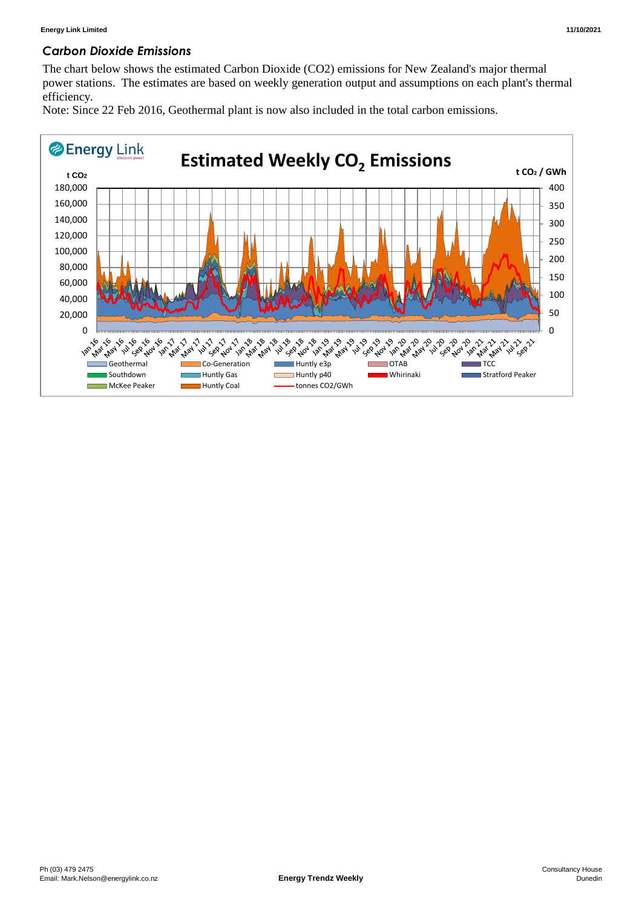## *Carbon Dioxide Emissions*

The chart below shows the estimated Carbon Dioxide (CO2) emissions for New Zealand's major thermal power stations. The estimates are based on weekly generation output and assumptions on each plant's thermal efficiency.

Note: Since 22 Feb 2016, Geothermal plant is now also included in the total carbon emissions.

Energy Link

Estimated Weekly $CO_2$ Emissions

t $CO_2$

t $CO_2$ / GWh

180,000
160,000
140,000
120,000
100,000
80,000
60,000
40,000
20,000
0

400
350
300
250
200
150
100
50
0

Jan 16, Mar 16, May 16, Jul 16, Sep 16, Nov 16, Jan 17, Mar 17, May 17, Jul 17, Sep 17, Nov 17, Jan 18, Mar 18, May 18, Jul 18, Sep 18, Nov 18, Jan 19, Mar 19, May 19, Jul 19, Sep 19, Nov 19, Jan 20, Mar 20, May 20, Jul 20, Sep 20, Nov 20, Jan 21, Mar 21, May 21, Jul 21, Sep 21

Geothermal, Co-Generation, Huntly e3p, OTAB, TCC, Southdown, Huntly Gas, Huntly p40, Whirinaki, Stratford Peaker, McKee Peaker, Huntly Coal, tonnes CO2/GWh